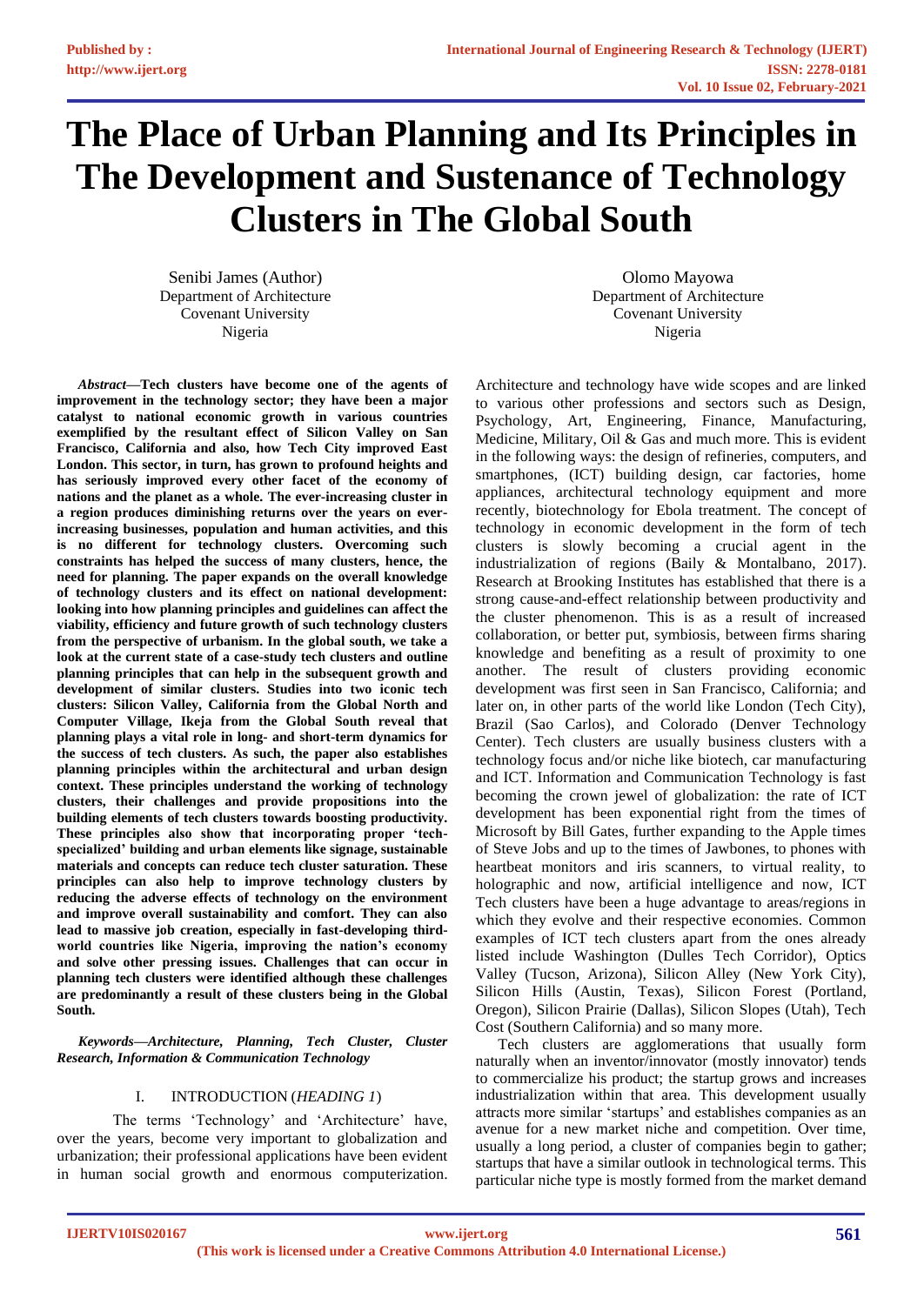# The Place of Urban Planning and Its Principles in The Development and Sustenance of Technology Clusters in The Global South

Senibi James (Author)
Department of Architecture
Covenant University
Nigeria

Olomo Mayowa
Department of Architecture
Covenant University
Nigeria

***Abstract*—Tech clusters have become one of the agents of improvement in the technology sector; they have been a major catalyst to national economic growth in various countries exemplified by the resultant effect of Silicon Valley on San Francisco, California and also, how Tech City improved East London. This sector, in turn, has grown to profound heights and has seriously improved every other facet of the economy of nations and the planet as a whole. The ever-increasing cluster in a region produces diminishing returns over the years on ever-increasing businesses, population and human activities, and this is no different for technology clusters. Overcoming such constraints has helped the success of many clusters, hence, the need for planning. The paper expands on the overall knowledge of technology clusters and its effect on national development: looking into how planning principles and guidelines can affect the viability, efficiency and future growth of such technology clusters from the perspective of urbanism. In the global south, we take a look at the current state of a case-study tech clusters and outline planning principles that can help in the subsequent growth and development of similar clusters. Studies into two iconic tech clusters: Silicon Valley, California from the Global North and Computer Village, Ikeja from the Global South reveal that planning plays a vital role in long- and short-term dynamics for the success of tech clusters. As such, the paper also establishes planning principles within the architectural and urban design context. These principles understand the working of technology clusters, their challenges and provide propositions into the building elements of tech clusters towards boosting productivity. These principles also show that incorporating proper 'tech-specialized' building and urban elements like signage, sustainable materials and concepts can reduce tech cluster saturation. These principles can also help to improve technology clusters by reducing the adverse effects of technology on the environment and improve overall sustainability and comfort. They can also lead to massive job creation, especially in fast-developing third-world countries like Nigeria, improving the nation's economy and solve other pressing issues. Challenges that can occur in planning tech clusters were identified although these challenges are predominantly a result of these clusters being in the Global South.**

***Keywords*—Architecture, Planning, Tech Cluster, Cluster Research, Information & Communication Technology**

## I. INTRODUCTION (*HEADING 1*)

The terms 'Technology' and 'Architecture' have, over the years, become very important to globalization and urbanization; their professional applications have been evident in human social growth and enormous computerization. Architecture and technology have wide scopes and are linked to various other professions and sectors such as Design, Psychology, Art, Engineering, Finance, Manufacturing, Medicine, Military, Oil & Gas and much more. This is evident in the following ways: the design of refineries, computers, and smartphones, (ICT) building design, car factories, home appliances, architectural technology equipment and more recently, biotechnology for Ebola treatment. The concept of technology in economic development in the form of tech clusters is slowly becoming a crucial agent in the industrialization of regions (Baily & Montalbano, 2017). Research at Brooking Institutes has established that there is a strong cause-and-effect relationship between productivity and the cluster phenomenon. This is as a result of increased collaboration, or better put, symbiosis, between firms sharing knowledge and benefiting as a result of proximity to one another. The result of clusters providing economic development was first seen in San Francisco, California; and later on, in other parts of the world like London (Tech City), Brazil (Sao Carlos), and Colorado (Denver Technology Center). Tech clusters are usually business clusters with a technology focus and/or niche like biotech, car manufacturing and ICT. Information and Communication Technology is fast becoming the crown jewel of globalization: the rate of ICT development has been exponential right from the times of Microsoft by Bill Gates, further expanding to the Apple times of Steve Jobs and up to the times of Jawbones, to phones with heartbeat monitors and iris scanners, to virtual reality, to holographic and now, artificial intelligence and now, ICT Tech clusters have been a huge advantage to areas/regions in which they evolve and their respective economies. Common examples of ICT tech clusters apart from the ones already listed include Washington (Dulles Tech Corridor), Optics Valley (Tucson, Arizona), Silicon Alley (New York City), Silicon Hills (Austin, Texas), Silicon Forest (Portland, Oregon), Silicon Prairie (Dallas), Silicon Slopes (Utah), Tech Cost (Southern California) and so many more.

Tech clusters are agglomerations that usually form naturally when an inventor/innovator (mostly innovator) tends to commercialize his product; the startup grows and increases industrialization within that area. This development usually attracts more similar 'startups' and establishes companies as an avenue for a new market niche and competition. Over time, usually a long period, a cluster of companies begin to gather; startups that have a similar outlook in technological terms. This particular niche type is mostly formed from the market demand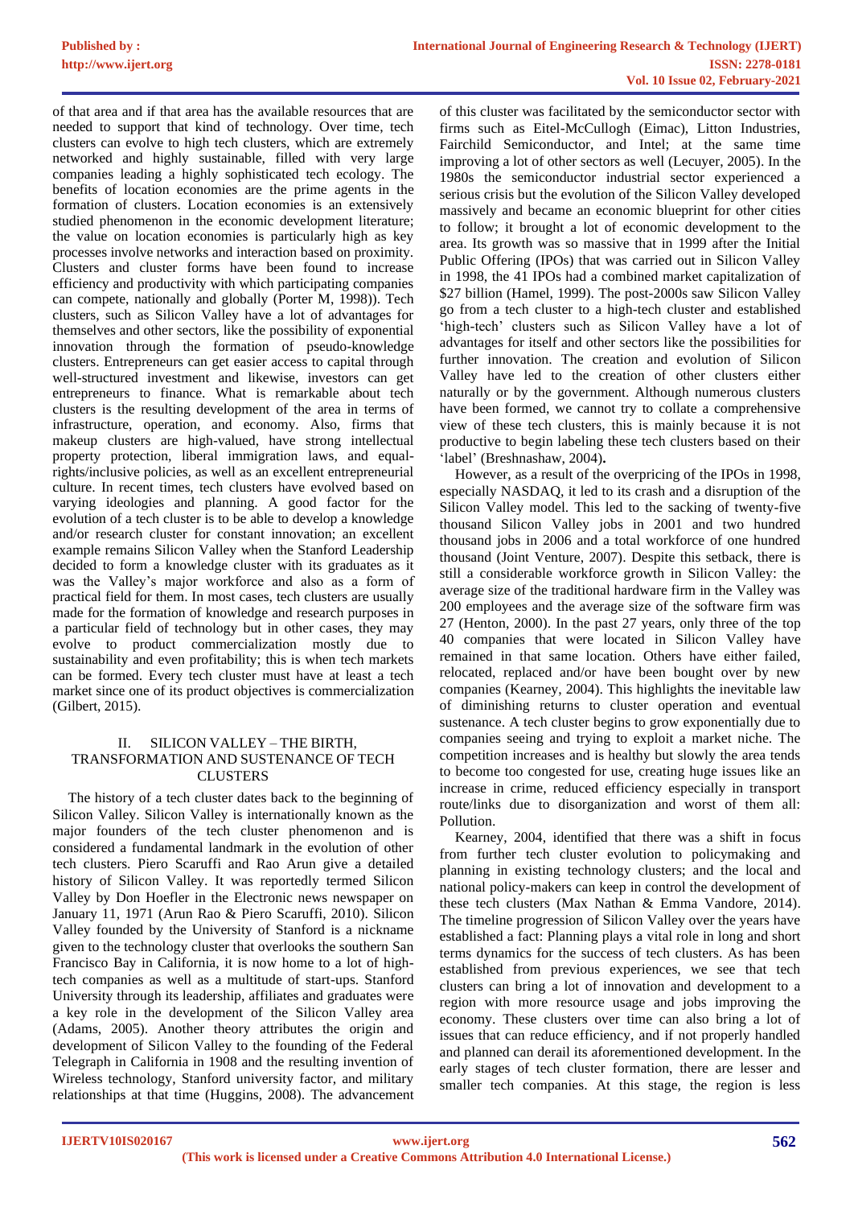of that area and if that area has the available resources that are needed to support that kind of technology. Over time, tech clusters can evolve to high tech clusters, which are extremely networked and highly sustainable, filled with very large companies leading a highly sophisticated tech ecology. The benefits of location economies are the prime agents in the formation of clusters. Location economies is an extensively studied phenomenon in the economic development literature; the value on location economies is particularly high as key processes involve networks and interaction based on proximity. Clusters and cluster forms have been found to increase efficiency and productivity with which participating companies can compete, nationally and globally (Porter M, 1998)). Tech clusters, such as Silicon Valley have a lot of advantages for themselves and other sectors, like the possibility of exponential innovation through the formation of pseudo-knowledge clusters. Entrepreneurs can get easier access to capital through well-structured investment and likewise, investors can get entrepreneurs to finance. What is remarkable about tech clusters is the resulting development of the area in terms of infrastructure, operation, and economy. Also, firms that makeup clusters are high-valued, have strong intellectual property protection, liberal immigration laws, and equal-rights/inclusive policies, as well as an excellent entrepreneurial culture. In recent times, tech clusters have evolved based on varying ideologies and planning. A good factor for the evolution of a tech cluster is to be able to develop a knowledge and/or research cluster for constant innovation; an excellent example remains Silicon Valley when the Stanford Leadership decided to form a knowledge cluster with its graduates as it was the Valley's major workforce and also as a form of practical field for them. In most cases, tech clusters are usually made for the formation of knowledge and research purposes in a particular field of technology but in other cases, they may evolve to product commercialization mostly due to sustainability and even profitability; this is when tech markets can be formed. Every tech cluster must have at least a tech market since one of its product objectives is commercialization (Gilbert, 2015).

## II. SILICON VALLEY – THE BIRTH, TRANSFORMATION AND SUSTENANCE OF TECH CLUSTERS

The history of a tech cluster dates back to the beginning of Silicon Valley. Silicon Valley is internationally known as the major founders of the tech cluster phenomenon and is considered a fundamental landmark in the evolution of other tech clusters. Piero Scaruffi and Rao Arun give a detailed history of Silicon Valley. It was reportedly termed Silicon Valley by Don Hoefler in the Electronic news newspaper on January 11, 1971 (Arun Rao & Piero Scaruffi, 2010). Silicon Valley founded by the University of Stanford is a nickname given to the technology cluster that overlooks the southern San Francisco Bay in California, it is now home to a lot of high-tech companies as well as a multitude of start-ups. Stanford University through its leadership, affiliates and graduates were a key role in the development of the Silicon Valley area (Adams, 2005). Another theory attributes the origin and development of Silicon Valley to the founding of the Federal Telegraph in California in 1908 and the resulting invention of Wireless technology, Stanford university factor, and military relationships at that time (Huggins, 2008). The advancement of this cluster was facilitated by the semiconductor sector with firms such as Eitel-McCullogh (Eimac), Litton Industries, Fairchild Semiconductor, and Intel; at the same time improving a lot of other sectors as well (Lecuyer, 2005). In the 1980s the semiconductor industrial sector experienced a serious crisis but the evolution of the Silicon Valley developed massively and became an economic blueprint for other cities to follow; it brought a lot of economic development to the area. Its growth was so massive that in 1999 after the Initial Public Offering (IPOs) that was carried out in Silicon Valley in 1998, the 41 IPOs had a combined market capitalization of $27 billion (Hamel, 1999). The post-2000s saw Silicon Valley go from a tech cluster to a high-tech cluster and established 'high-tech' clusters such as Silicon Valley have a lot of advantages for itself and other sectors like the possibilities for further innovation. The creation and evolution of Silicon Valley have led to the creation of other clusters either naturally or by the government. Although numerous clusters have been formed, we cannot try to collate a comprehensive view of these tech clusters, this is mainly because it is not productive to begin labeling these tech clusters based on their 'label' (Breshnashaw, 2004)**.**

However, as a result of the overpricing of the IPOs in 1998, especially NASDAQ, it led to its crash and a disruption of the Silicon Valley model. This led to the sacking of twenty-five thousand Silicon Valley jobs in 2001 and two hundred thousand jobs in 2006 and a total workforce of one hundred thousand (Joint Venture, 2007). Despite this setback, there is still a considerable workforce growth in Silicon Valley: the average size of the traditional hardware firm in the Valley was 200 employees and the average size of the software firm was 27 (Henton, 2000). In the past 27 years, only three of the top 40 companies that were located in Silicon Valley have remained in that same location. Others have either failed, relocated, replaced and/or have been bought over by new companies (Kearney, 2004). This highlights the inevitable law of diminishing returns to cluster operation and eventual sustenance. A tech cluster begins to grow exponentially due to companies seeing and trying to exploit a market niche. The competition increases and is healthy but slowly the area tends to become too congested for use, creating huge issues like an increase in crime, reduced efficiency especially in transport route/links due to disorganization and worst of them all: Pollution.

Kearney, 2004, identified that there was a shift in focus from further tech cluster evolution to policymaking and planning in existing technology clusters; and the local and national policy-makers can keep in control the development of these tech clusters (Max Nathan & Emma Vandore, 2014). The timeline progression of Silicon Valley over the years have established a fact: Planning plays a vital role in long and short terms dynamics for the success of tech clusters. As has been established from previous experiences, we see that tech clusters can bring a lot of innovation and development to a region with more resource usage and jobs improving the economy. These clusters over time can also bring a lot of issues that can reduce efficiency, and if not properly handled and planned can derail its aforementioned development. In the early stages of tech cluster formation, there are lesser and smaller tech companies. At this stage, the region is less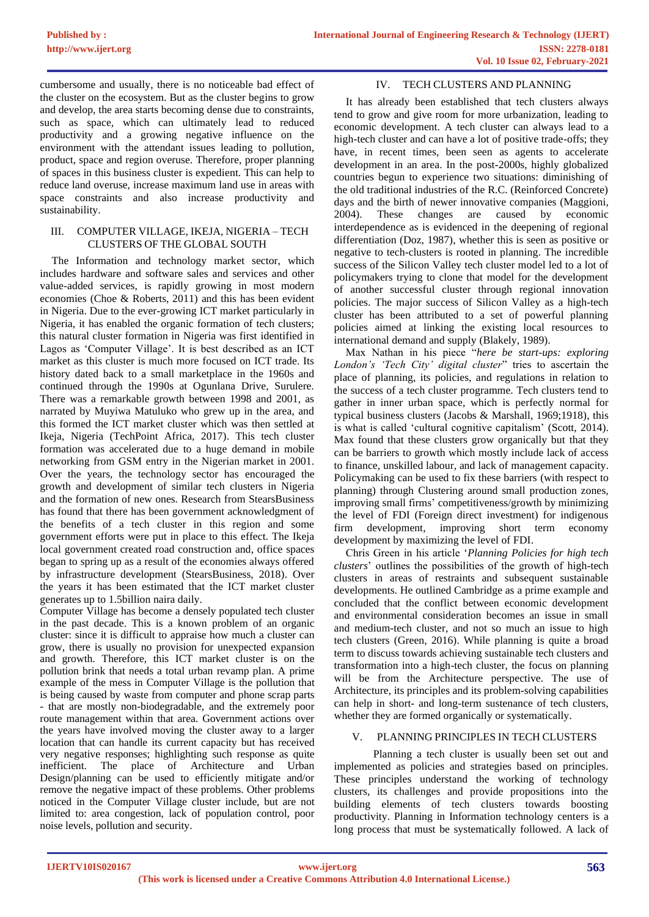cumbersome and usually, there is no noticeable bad effect of the cluster on the ecosystem. But as the cluster begins to grow and develop, the area starts becoming dense due to constraints, such as space, which can ultimately lead to reduced productivity and a growing negative influence on the environment with the attendant issues leading to pollution, product, space and region overuse. Therefore, proper planning of spaces in this business cluster is expedient. This can help to reduce land overuse, increase maximum land use in areas with space constraints and also increase productivity and sustainability.

## III. COMPUTER VILLAGE, IKEJA, NIGERIA – TECH CLUSTERS OF THE GLOBAL SOUTH

The Information and technology market sector, which includes hardware and software sales and services and other value-added services, is rapidly growing in most modern economies (Choe & Roberts, 2011) and this has been evident in Nigeria. Due to the ever-growing ICT market particularly in Nigeria, it has enabled the organic formation of tech clusters; this natural cluster formation in Nigeria was first identified in Lagos as 'Computer Village'. It is best described as an ICT market as this cluster is much more focused on ICT trade. Its history dated back to a small marketplace in the 1960s and continued through the 1990s at Ogunlana Drive, Surulere. There was a remarkable growth between 1998 and 2001, as narrated by Muyiwa Matuluko who grew up in the area, and this formed the ICT market cluster which was then settled at Ikeja, Nigeria (TechPoint Africa, 2017). This tech cluster formation was accelerated due to a huge demand in mobile networking from GSM entry in the Nigerian market in 2001. Over the years, the technology sector has encouraged the growth and development of similar tech clusters in Nigeria and the formation of new ones. Research from StearsBusiness has found that there has been government acknowledgment of the benefits of a tech cluster in this region and some government efforts were put in place to this effect. The Ikeja local government created road construction and, office spaces began to spring up as a result of the economies always offered by infrastructure development (StearsBusiness, 2018). Over the years it has been estimated that the ICT market cluster generates up to 1.5billion naira daily.

Computer Village has become a densely populated tech cluster in the past decade. This is a known problem of an organic cluster: since it is difficult to appraise how much a cluster can grow, there is usually no provision for unexpected expansion and growth. Therefore, this ICT market cluster is on the pollution brink that needs a total urban revamp plan. A prime example of the mess in Computer Village is the pollution that is being caused by waste from computer and phone scrap parts - that are mostly non-biodegradable, and the extremely poor route management within that area. Government actions over the years have involved moving the cluster away to a larger location that can handle its current capacity but has received very negative responses; highlighting such response as quite inefficient. The place of Architecture and Urban Design/planning can be used to efficiently mitigate and/or remove the negative impact of these problems. Other problems noticed in the Computer Village cluster include, but are not limited to: area congestion, lack of population control, poor noise levels, pollution and security.

## IV. TECH CLUSTERS AND PLANNING

It has already been established that tech clusters always tend to grow and give room for more urbanization, leading to economic development. A tech cluster can always lead to a high-tech cluster and can have a lot of positive trade-offs; they have, in recent times, been seen as agents to accelerate development in an area. In the post-2000s, highly globalized countries begun to experience two situations: diminishing of the old traditional industries of the R.C. (Reinforced Concrete) days and the birth of newer innovative companies (Maggioni, 2004). These changes are caused by economic interdependence as is evidenced in the deepening of regional differentiation (Doz, 1987), whether this is seen as positive or negative to tech-clusters is rooted in planning. The incredible success of the Silicon Valley tech cluster model led to a lot of policymakers trying to clone that model for the development of another successful cluster through regional innovation policies. The major success of Silicon Valley as a high-tech cluster has been attributed to a set of powerful planning policies aimed at linking the existing local resources to international demand and supply (Blakely, 1989).

Max Nathan in his piece "*here be start-ups: exploring London's 'Tech City' digital cluster*" tries to ascertain the place of planning, its policies, and regulations in relation to the success of a tech cluster programme. Tech clusters tend to gather in inner urban space, which is perfectly normal for typical business clusters (Jacobs & Marshall, 1969;1918), this is what is called 'cultural cognitive capitalism' (Scott, 2014). Max found that these clusters grow organically but that they can be barriers to growth which mostly include lack of access to finance, unskilled labour, and lack of management capacity. Policymaking can be used to fix these barriers (with respect to planning) through Clustering around small production zones, improving small firms' competitiveness/growth by minimizing the level of FDI (Foreign direct investment) for indigenous firm development, improving short term economy development by maximizing the level of FDI.

Chris Green in his article '*Planning Policies for high tech clusters*' outlines the possibilities of the growth of high-tech clusters in areas of restraints and subsequent sustainable developments. He outlined Cambridge as a prime example and concluded that the conflict between economic development and environmental consideration becomes an issue in small and medium-tech cluster, and not so much an issue to high tech clusters (Green, 2016). While planning is quite a broad term to discuss towards achieving sustainable tech clusters and transformation into a high-tech cluster, the focus on planning will be from the Architecture perspective. The use of Architecture, its principles and its problem-solving capabilities can help in short- and long-term sustenance of tech clusters, whether they are formed organically or systematically.

## V. PLANNING PRINCIPLES IN TECH CLUSTERS

Planning a tech cluster is usually been set out and implemented as policies and strategies based on principles. These principles understand the working of technology clusters, its challenges and provide propositions into the building elements of tech clusters towards boosting productivity. Planning in Information technology centers is a long process that must be systematically followed. A lack of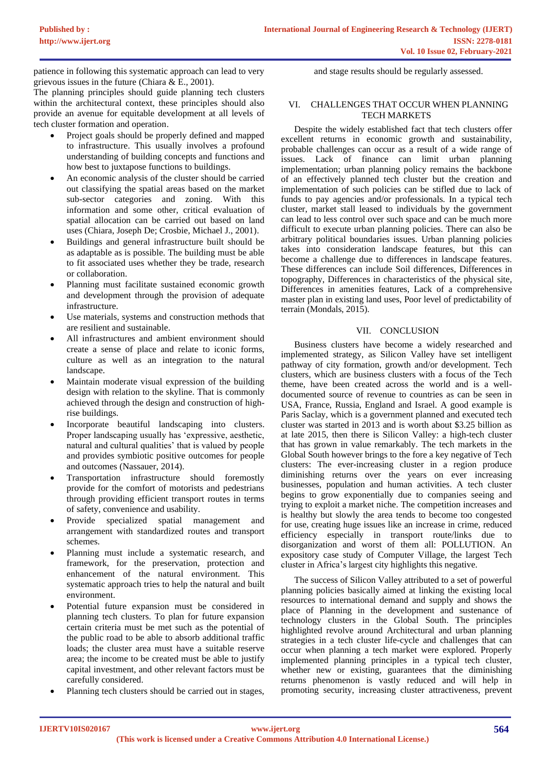patience in following this systematic approach can lead to very grievous issues in the future (Chiara & E., 2001).

The planning principles should guide planning tech clusters within the architectural context, these principles should also provide an avenue for equitable development at all levels of tech cluster formation and operation.

- Project goals should be properly defined and mapped to infrastructure. This usually involves a profound understanding of building concepts and functions and how best to juxtapose functions to buildings.
- An economic analysis of the cluster should be carried out classifying the spatial areas based on the market sub-sector categories and zoning. With this information and some other, critical evaluation of spatial allocation can be carried out based on land uses (Chiara, Joseph De; Crosbie, Michael J., 2001).
- Buildings and general infrastructure built should be as adaptable as is possible. The building must be able to fit associated uses whether they be trade, research or collaboration.
- Planning must facilitate sustained economic growth and development through the provision of adequate infrastructure.
- Use materials, systems and construction methods that are resilient and sustainable.
- All infrastructures and ambient environment should create a sense of place and relate to iconic forms, culture as well as an integration to the natural landscape.
- Maintain moderate visual expression of the building design with relation to the skyline. That is commonly achieved through the design and construction of high-rise buildings.
- Incorporate beautiful landscaping into clusters. Proper landscaping usually has 'expressive, aesthetic, natural and cultural qualities' that is valued by people and provides symbiotic positive outcomes for people and outcomes (Nassauer, 2014).
- Transportation infrastructure should foremostly provide for the comfort of motorists and pedestrians through providing efficient transport routes in terms of safety, convenience and usability.
- Provide specialized spatial management and arrangement with standardized routes and transport schemes.
- Planning must include a systematic research, and framework, for the preservation, protection and enhancement of the natural environment. This systematic approach tries to help the natural and built environment.
- Potential future expansion must be considered in planning tech clusters. To plan for future expansion certain criteria must be met such as the potential of the public road to be able to absorb additional traffic loads; the cluster area must have a suitable reserve area; the income to be created must be able to justify capital investment, and other relevant factors must be carefully considered.
- Planning tech clusters should be carried out in stages, and stage results should be regularly assessed.

## VI. CHALLENGES THAT OCCUR WHEN PLANNING TECH MARKETS

Despite the widely established fact that tech clusters offer excellent returns in economic growth and sustainability, probable challenges can occur as a result of a wide range of issues. Lack of finance can limit urban planning implementation; urban planning policy remains the backbone of an effectively planned tech cluster but the creation and implementation of such policies can be stifled due to lack of funds to pay agencies and/or professionals. In a typical tech cluster, market stall leased to individuals by the government can lead to less control over such space and can be much more difficult to execute urban planning policies. There can also be arbitrary political boundaries issues. Urban planning policies takes into consideration landscape features, but this can become a challenge due to differences in landscape features. These differences can include Soil differences, Differences in topography, Differences in characteristics of the physical site, Differences in amenities features, Lack of a comprehensive master plan in existing land uses, Poor level of predictability of terrain (Mondals, 2015).

## VII. CONCLUSION

Business clusters have become a widely researched and implemented strategy, as Silicon Valley have set intelligent pathway of city formation, growth and/or development. Tech clusters, which are business clusters with a focus of the Tech theme, have been created across the world and is a well-documented source of revenue to countries as can be seen in USA, France, Russia, England and Israel. A good example is Paris Saclay, which is a government planned and executed tech cluster was started in 2013 and is worth about $3.25 billion as at late 2015, then there is Silicon Valley: a high-tech cluster that has grown in value remarkably. The tech markets in the Global South however brings to the fore a key negative of Tech clusters: The ever-increasing cluster in a region produce diminishing returns over the years on ever increasing businesses, population and human activities. A tech cluster begins to grow exponentially due to companies seeing and trying to exploit a market niche. The competition increases and is healthy but slowly the area tends to become too congested for use, creating huge issues like an increase in crime, reduced efficiency especially in transport route/links due to disorganization and worst of them all: POLLUTION. An expository case study of Computer Village, the largest Tech cluster in Africa's largest city highlights this negative.

The succcess of Silicon Valley attributed to a set of powerful planning policies basically aimed at linking the existing local resources to international demand and supply and shows the place of Planning in the development and sustenance of technology clusters in the Global South. The principles highlighted revolve around Architectural and urban planning strategies in a tech cluster life-cycle and challenges that can occur when planning a tech market were explored. Properly implemented planning principles in a typical tech cluster, whether new or existing, guarantees that the diminishing returns phenomenon is vastly reduced and will help in promoting security, increasing cluster attractiveness, prevent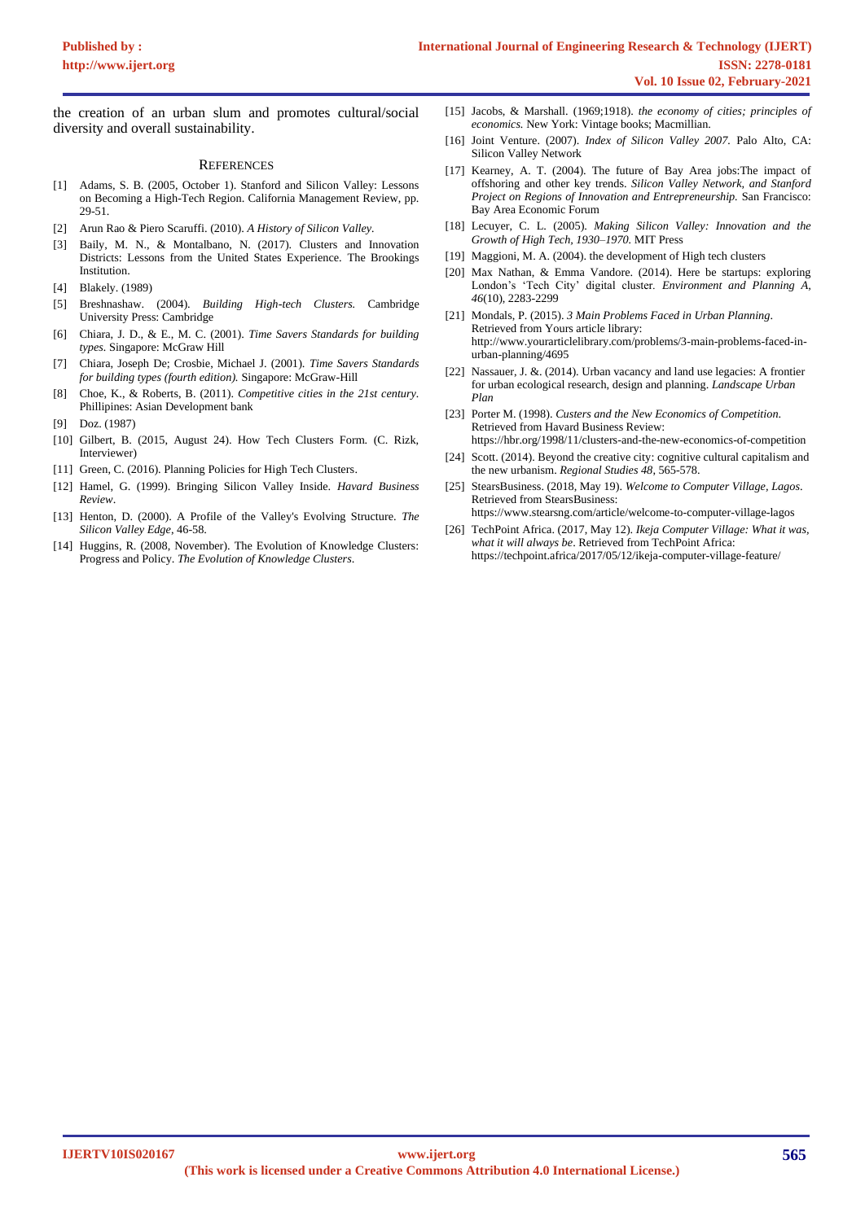the creation of an urban slum and promotes cultural/social diversity and overall sustainability.

## REFERENCES

- [1] Adams, S. B. (2005, October 1). Stanford and Silicon Valley: Lessons on Becoming a High-Tech Region. California Management Review, pp. 29-51.
- [2] Arun Rao & Piero Scaruffi. (2010). *A History of Silicon Valley*.
- [3] Baily, M. N., & Montalbano, N. (2017). Clusters and Innovation Districts: Lessons from the United States Experience. The Brookings Institution.
- [4] Blakely. (1989)
- [5] Breshnashaw. (2004). *Building High-tech Clusters.* Cambridge University Press: Cambridge
- [6] Chiara, J. D., & E., M. C. (2001). *Time Savers Standards for building types*. Singapore: McGraw Hill
- [7] Chiara, Joseph De; Crosbie, Michael J. (2001). *Time Savers Standards for building types (fourth edition).* Singapore: McGraw-Hill
- [8] Choe, K., & Roberts, B. (2011). *Competitive cities in the 21st century*. Phillipines: Asian Development bank
- [9] Doz. (1987)
- [10] Gilbert, B. (2015, August 24). How Tech Clusters Form. (C. Rizk, Interviewer)
- [11] Green, C. (2016). Planning Policies for High Tech Clusters.
- [12] Hamel, G. (1999). Bringing Silicon Valley Inside. *Havard Business Review*.
- [13] Henton, D. (2000). A Profile of the Valley's Evolving Structure. *The Silicon Valley Edge*, 46-58.
- [14] Huggins, R. (2008, November). The Evolution of Knowledge Clusters: Progress and Policy. *The Evolution of Knowledge Clusters*.
- [15] Jacobs, & Marshall. (1969;1918). *the economy of cities; principles of economics.* New York: Vintage books; Macmillian.
- [16] Joint Venture. (2007). *Index of Silicon Valley 2007.* Palo Alto, CA: Silicon Valley Network
- [17] Kearney, A. T. (2004). The future of Bay Area jobs:The impact of offshoring and other key trends. *Silicon Valley Network, and Stanford Project on Regions of Innovation and Entrepreneurship.* San Francisco: Bay Area Economic Forum
- [18] Lecuyer, C. L. (2005). *Making Silicon Valley: Innovation and the Growth of High Tech, 1930–1970.* MIT Press
- [19] Maggioni, M. A. (2004). the development of High tech clusters
- [20] Max Nathan, & Emma Vandore. (2014). Here be startups: exploring London's 'Tech City' digital cluster. *Environment and Planning A, 46*(10), 2283-2299
- [21] Mondals, P. (2015). *3 Main Problems Faced in Urban Planning*. Retrieved from Yours article library: http://www.yourarticlelibrary.com/problems/3-main-problems-faced-in-urban-planning/4695
- [22] Nassauer, J. &. (2014). Urban vacancy and land use legacies: A frontier for urban ecological research, design and planning. *Landscape Urban Plan*
- [23] Porter M. (1998). *Custers and the New Economics of Competition.* Retrieved from Havard Business Review: https://hbr.org/1998/11/clusters-and-the-new-economics-of-competition
- [24] Scott. (2014). Beyond the creative city: cognitive cultural capitalism and the new urbanism. *Regional Studies 48*, 565-578.
- [25] StearsBusiness. (2018, May 19). *Welcome to Computer Village, Lagos*. Retrieved from StearsBusiness: https://www.stearsng.com/article/welcome-to-computer-village-lagos
- [26] TechPoint Africa. (2017, May 12). *Ikeja Computer Village: What it was, what it will always be*. Retrieved from TechPoint Africa: https://techpoint.africa/2017/05/12/ikeja-computer-village-feature/